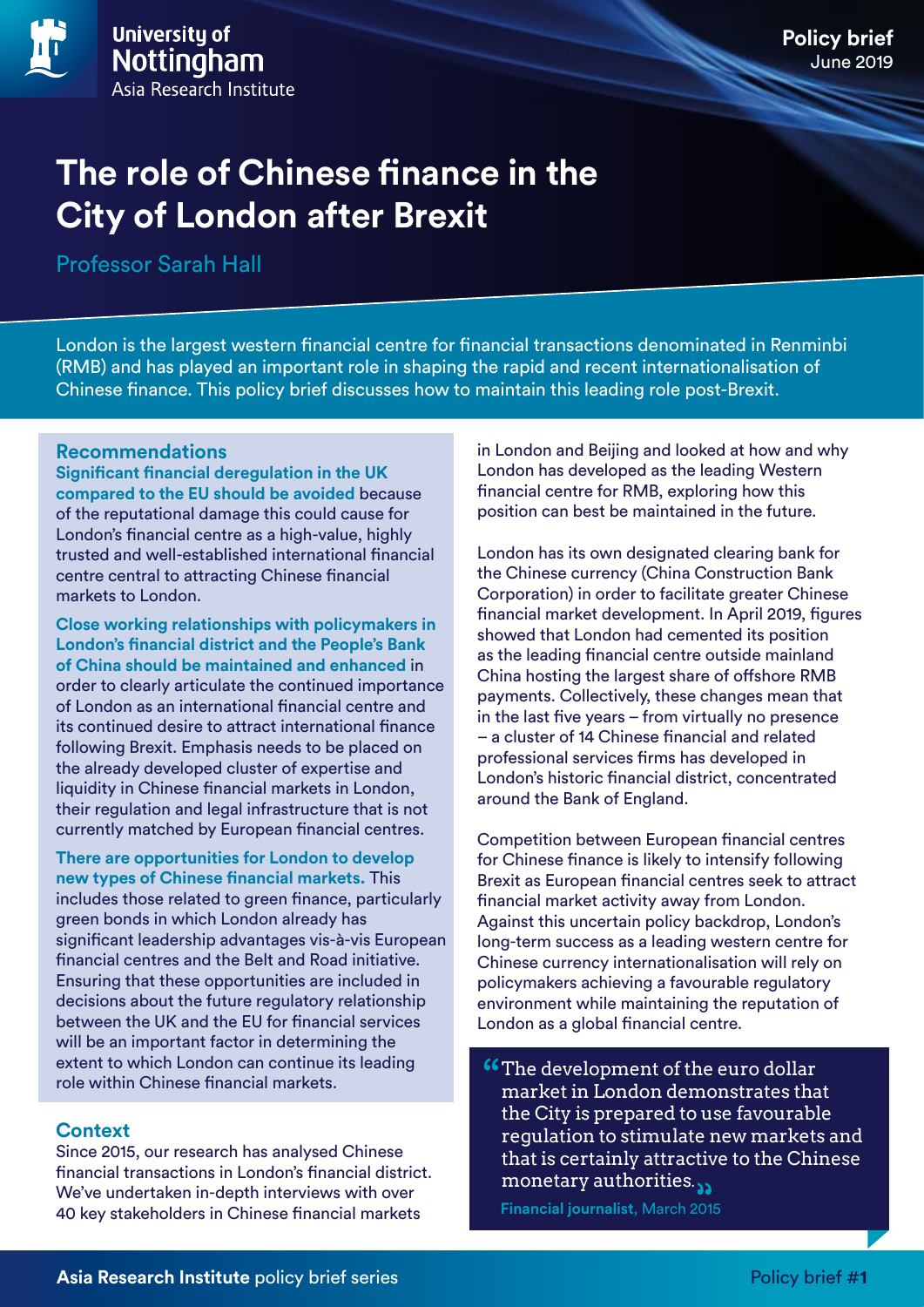University of Nottingham
Asia Research Institute

**Policy brief**
June 2019

# The role of Chinese finance in the City of London after Brexit

Professor Sarah Hall

London is the largest western financial centre for financial transactions denominated in Renminbi (RMB) and has played an important role in shaping the rapid and recent internationalisation of Chinese finance. This policy brief discusses how to maintain this leading role post-Brexit.

## Recommendations

**Significant financial deregulation in the UK compared to the EU should be avoided** because of the reputational damage this could cause for London's financial centre as a high-value, highly trusted and well-established international financial centre central to attracting Chinese financial markets to London.

**Close working relationships with policymakers in London's financial district and the People's Bank of China should be maintained and enhanced** in order to clearly articulate the continued importance of London as an international financial centre and its continued desire to attract international finance following Brexit. Emphasis needs to be placed on the already developed cluster of expertise and liquidity in Chinese financial markets in London, their regulation and legal infrastructure that is not currently matched by European financial centres.

**There are opportunities for London to develop new types of Chinese financial markets.** This includes those related to green finance, particularly green bonds in which London already has significant leadership advantages vis-à-vis European financial centres and the Belt and Road initiative. Ensuring that these opportunities are included in decisions about the future regulatory relationship between the UK and the EU for financial services will be an important factor in determining the extent to which London can continue its leading role within Chinese financial markets.

## Context

Since 2015, our research has analysed Chinese financial transactions in London's financial district. We've undertaken in-depth interviews with over 40 key stakeholders in Chinese financial markets in London and Beijing and looked at how and why London has developed as the leading Western financial centre for RMB, exploring how this position can best be maintained in the future.

London has its own designated clearing bank for the Chinese currency (China Construction Bank Corporation) in order to facilitate greater Chinese financial market development. In April 2019, figures showed that London had cemented its position as the leading financial centre outside mainland China hosting the largest share of offshore RMB payments. Collectively, these changes mean that in the last five years – from virtually no presence – a cluster of 14 Chinese financial and related professional services firms has developed in London's historic financial district, concentrated around the Bank of England.

Competition between European financial centres for Chinese finance is likely to intensify following Brexit as European financial centres seek to attract financial market activity away from London. Against this uncertain policy backdrop, London's long-term success as a leading western centre for Chinese currency internationalisation will rely on policymakers achieving a favourable regulatory environment while maintaining the reputation of London as a global financial centre.

> "The development of the euro dollar market in London demonstrates that the City is prepared to use favourable regulation to stimulate new markets and that is certainly attractive to the Chinese monetary authorities."
>
> **Financial journalist**, March 2015

**Asia Research Institute** policy brief series — Policy brief **#1**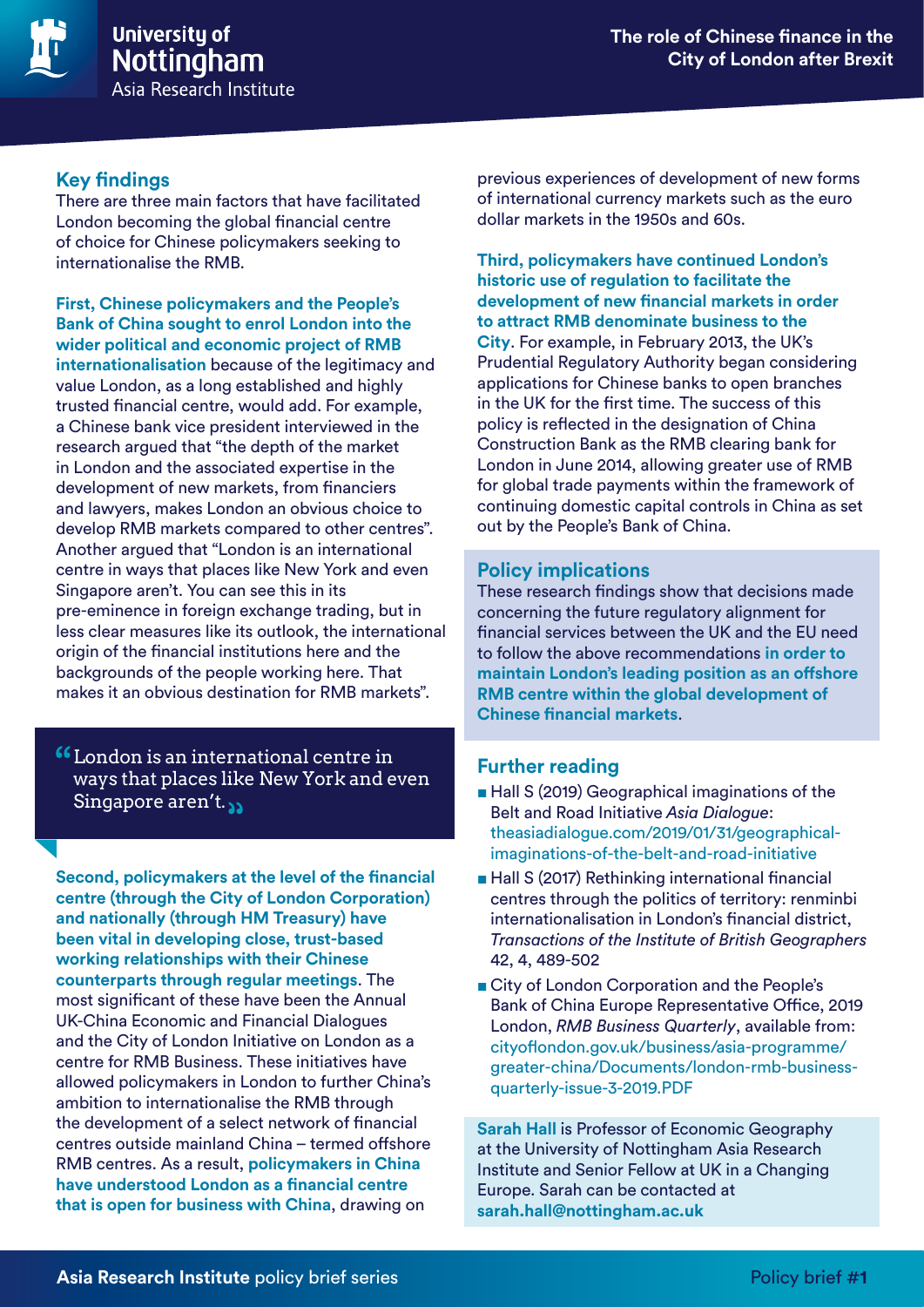## Key findings

There are three main factors that have facilitated London becoming the global financial centre of choice for Chinese policymakers seeking to internationalise the RMB.

**First, Chinese policymakers and the People's Bank of China sought to enrol London into the wider political and economic project of RMB internationalisation** because of the legitimacy and value London, as a long established and highly trusted financial centre, would add. For example, a Chinese bank vice president interviewed in the research argued that "the depth of the market in London and the associated expertise in the development of new markets, from financiers and lawyers, makes London an obvious choice to develop RMB markets compared to other centres". Another argued that "London is an international centre in ways that places like New York and even Singapore aren't. You can see this in its pre-eminence in foreign exchange trading, but in less clear measures like its outlook, the international origin of the financial institutions here and the backgrounds of the people working here. That makes it an obvious destination for RMB markets".

> "London is an international centre in ways that places like New York and even Singapore aren't."

**Second, policymakers at the level of the financial centre (through the City of London Corporation) and nationally (through HM Treasury) have been vital in developing close, trust-based working relationships with their Chinese counterparts through regular meetings**. The most significant of these have been the Annual UK-China Economic and Financial Dialogues and the City of London Initiative on London as a centre for RMB Business. These initiatives have allowed policymakers in London to further China's ambition to internationalise the RMB through the development of a select network of financial centres outside mainland China – termed offshore RMB centres. As a result, **policymakers in China have understood London as a financial centre that is open for business with China**, drawing on previous experiences of development of new forms of international currency markets such as the euro dollar markets in the 1950s and 60s.

**Third, policymakers have continued London's historic use of regulation to facilitate the development of new financial markets in order to attract RMB denominate business to the City**. For example, in February 2013, the UK's Prudential Regulatory Authority began considering applications for Chinese banks to open branches in the UK for the first time. The success of this policy is reflected in the designation of China Construction Bank as the RMB clearing bank for London in June 2014, allowing greater use of RMB for global trade payments within the framework of continuing domestic capital controls in China as set out by the People's Bank of China.

## Policy implications

These research findings show that decisions made concerning the future regulatory alignment for financial services between the UK and the EU need to follow the above recommendations **in order to maintain London's leading position as an offshore RMB centre within the global development of Chinese financial markets**.

## Further reading

- Hall S (2019) Geographical imaginations of the Belt and Road Initiative *Asia Dialogue*: theasiadialogue.com/2019/01/31/geographical-imaginations-of-the-belt-and-road-initiative
- Hall S (2017) Rethinking international financial centres through the politics of territory: renminbi internationalisation in London's financial district, *Transactions of the Institute of British Geographers* 42, 4, 489-502
- City of London Corporation and the People's Bank of China Europe Representative Office, 2019 London, *RMB Business Quarterly*, available from: cityoflondon.gov.uk/business/asia-programme/greater-china/Documents/london-rmb-business-quarterly-issue-3-2019.PDF

**Sarah Hall** is Professor of Economic Geography at the University of Nottingham Asia Research Institute and Senior Fellow at UK in a Changing Europe. Sarah can be contacted at **sarah.hall@nottingham.ac.uk**